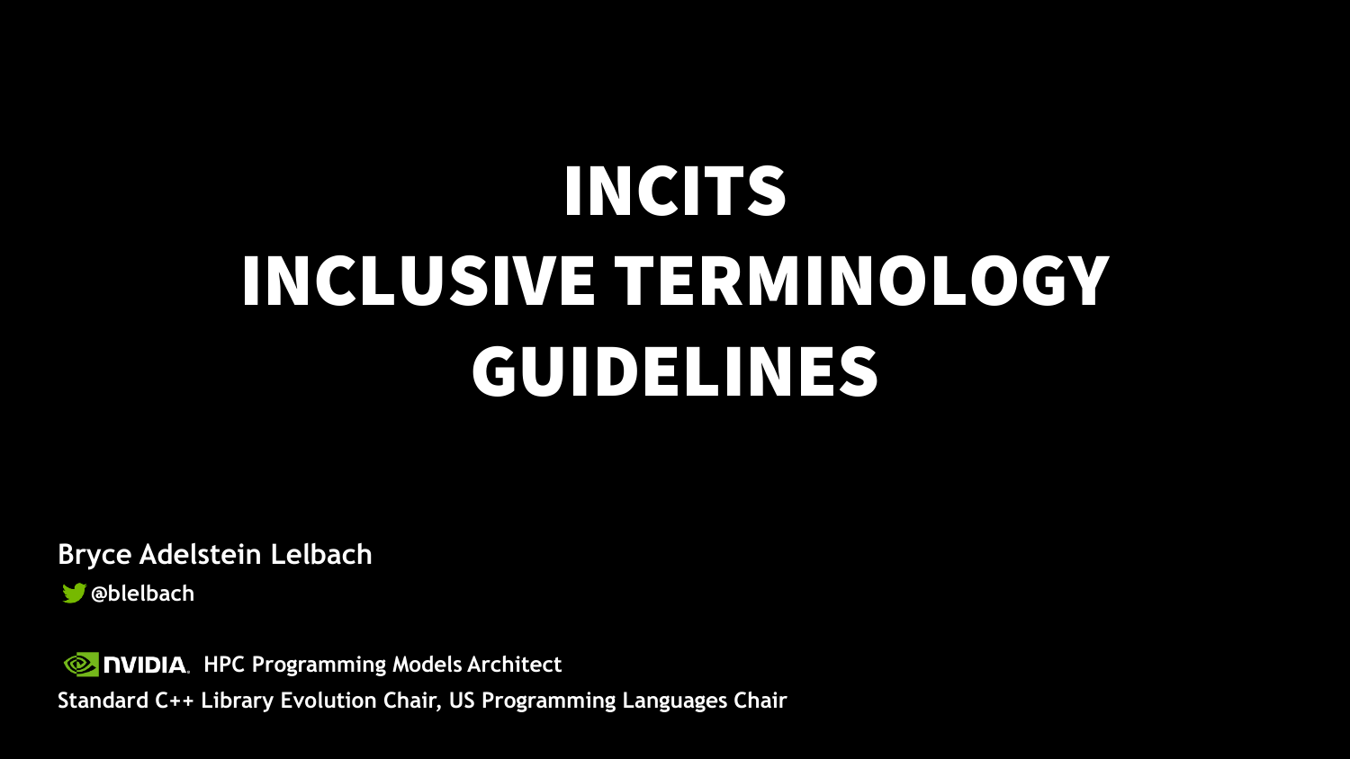# INCITS INCLUSIVE TERMINOLOGY GUIDELINES

**Bryce Adelstein Lelbach**

**@blelbach**

**NVIDIA HPC Programming Models Architect**

**Standard C++ Library Evolution Chair, US Programming Languages Chair**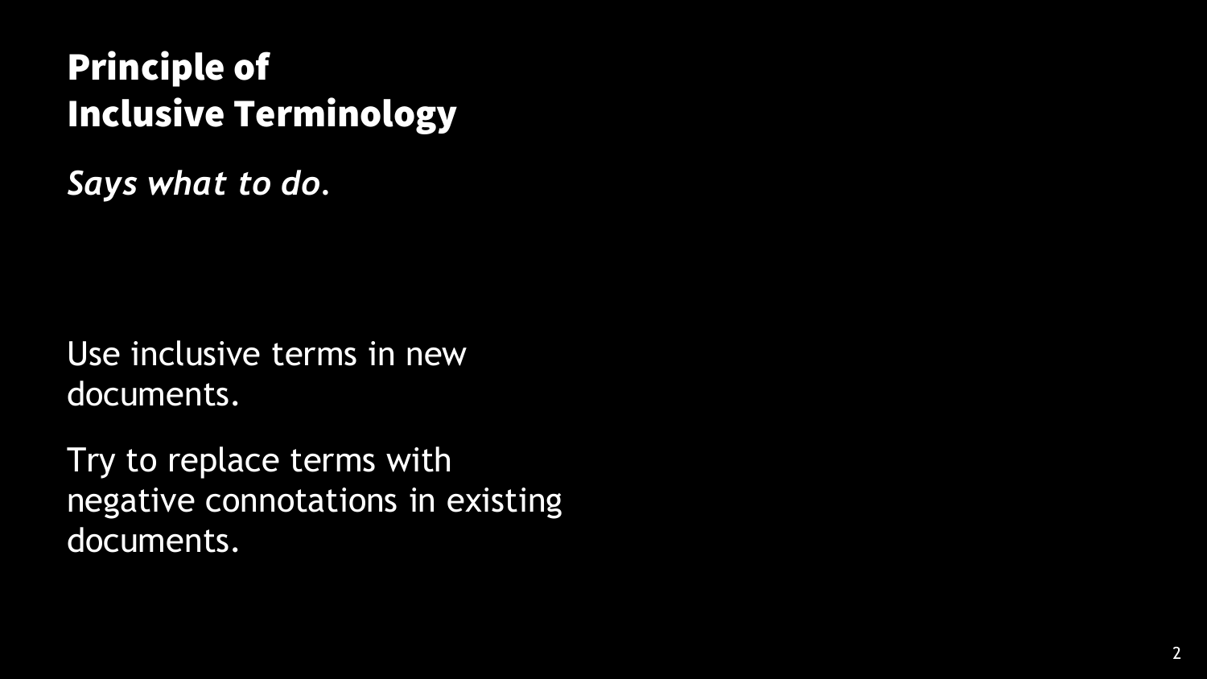# Principle of Inclusive Terminology

*Says what to do.*

Use inclusive terms in new documents.

Try to replace terms with negative connotations in existing documents.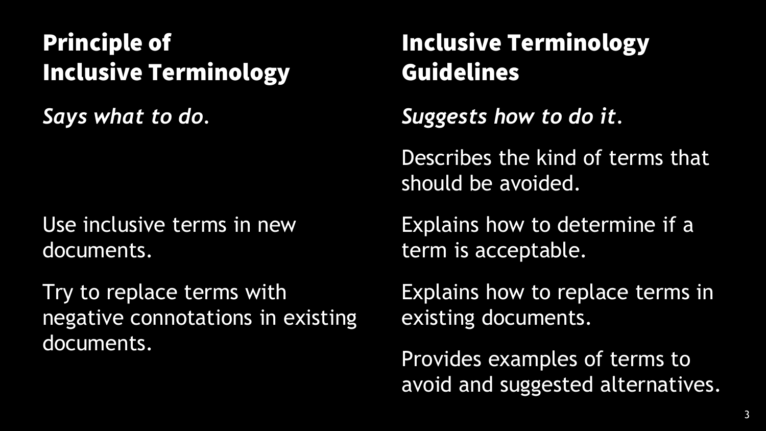## Principle of Inclusive Terminology

*Says what to do.*

Use inclusive terms in new documents.

Try to replace terms with negative connotations in existing documents.

## Inclusive Terminology Guidelines

*Suggests how to do it.*

Describes the kind of terms that should be avoided.

Explains how to determine if a term is acceptable.

Explains how to replace terms in existing documents.

Provides examples of terms to avoid and suggested alternatives.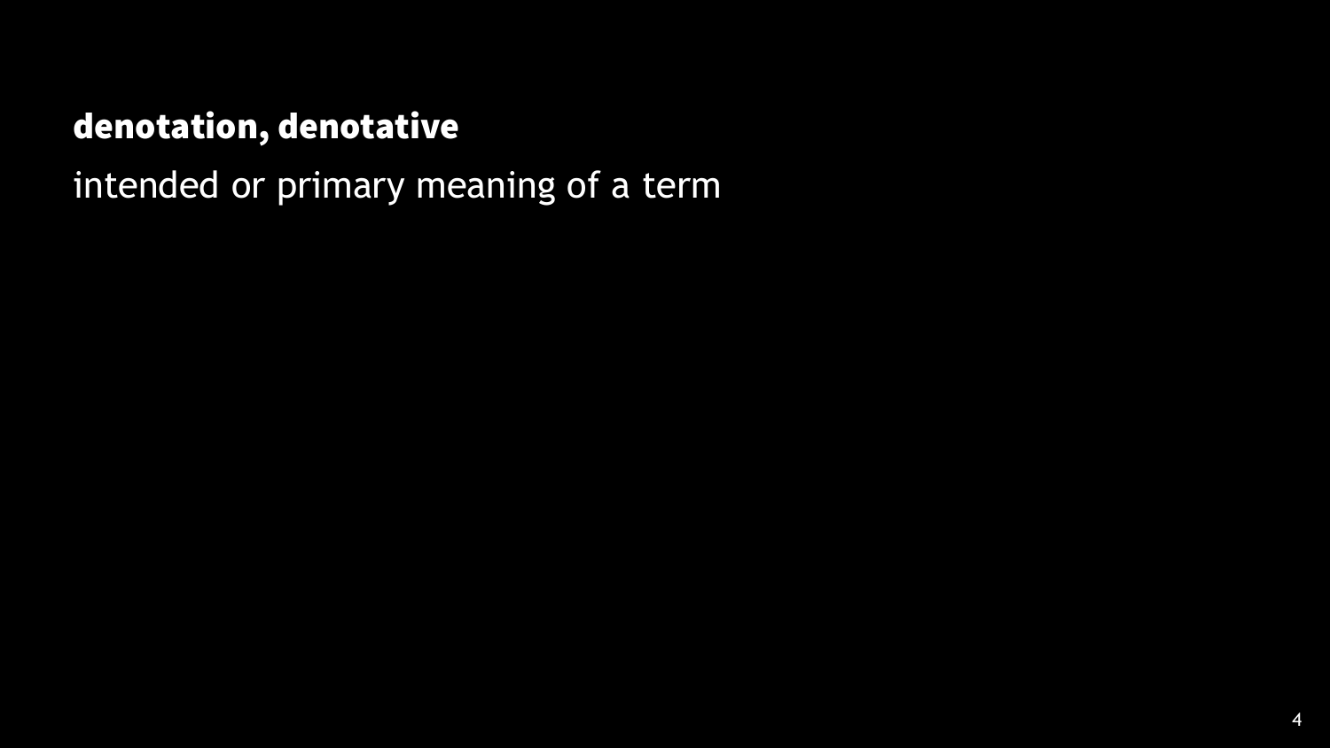**denotation, denotative**

intended or primary meaning of a term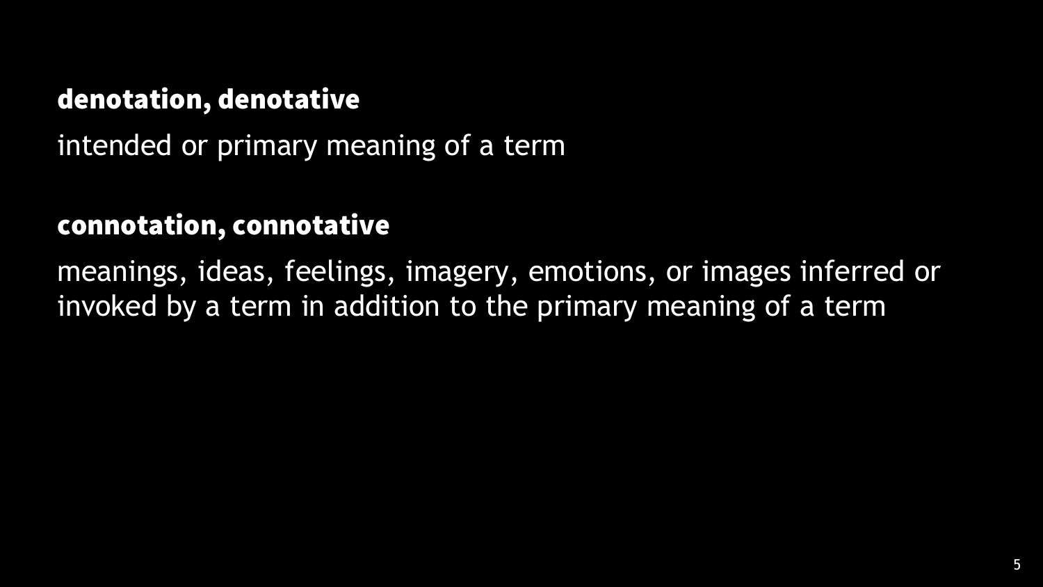**denotation, denotative**

intended or primary meaning of a term

**connotation, connotative**

meanings, ideas, feelings, imagery, emotions, or images inferred or invoked by a term in addition to the primary meaning of a term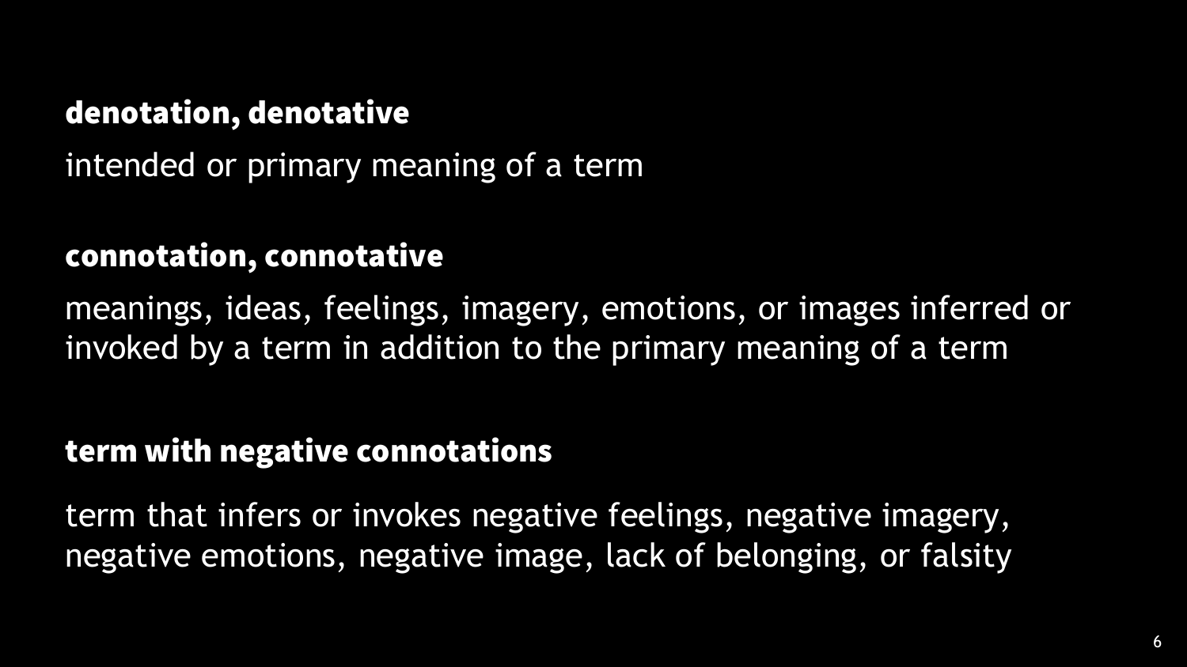**denotation, denotative**

intended or primary meaning of a term

**connotation, connotative**

meanings, ideas, feelings, imagery, emotions, or images inferred or invoked by a term in addition to the primary meaning of a term

**term with negative connotations**

term that infers or invokes negative feelings, negative imagery, negative emotions, negative image, lack of belonging, or falsity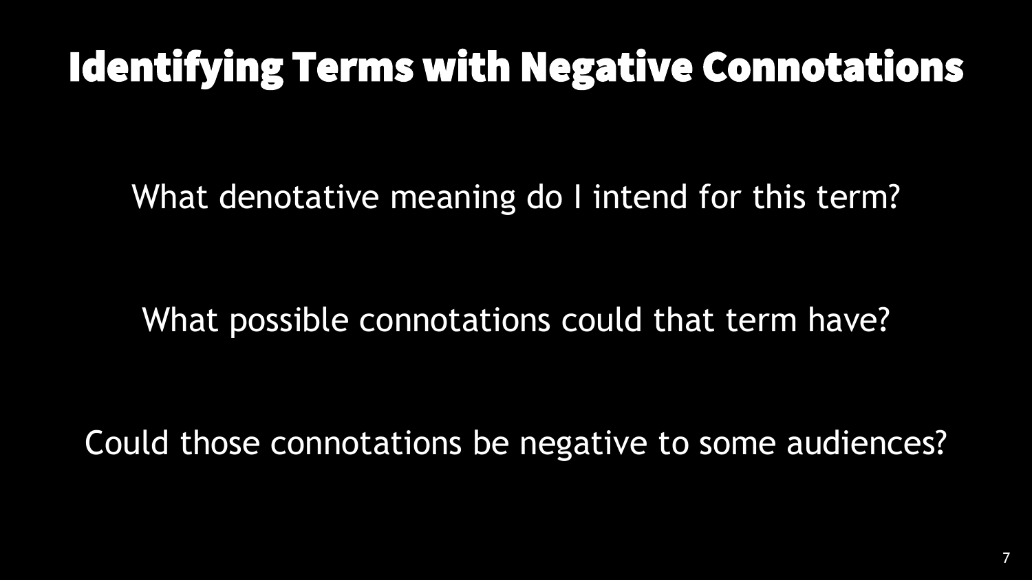# Identifying Terms with Negative Connotations

What denotative meaning do I intend for this term?

What possible connotations could that term have?

Could those connotations be negative to some audiences?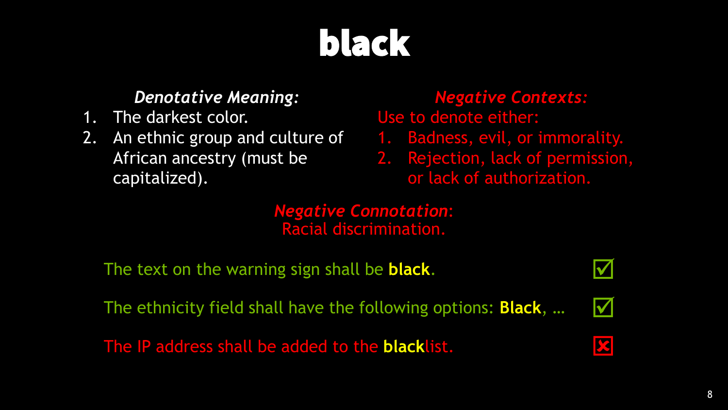# black

*Denotative Meaning:*

1. The darkest color.
2. An ethnic group and culture of African ancestry (must be capitalized).

*Negative Contexts:*

Use to denote either:

1. Badness, evil, or immorality.
2. Rejection, lack of permission, or lack of authorization.

*Negative Connotation*: Racial discrimination.

The text on the warning sign shall be **black**. ☑

The ethnicity field shall have the following options: **Black**, … ☑

The IP address shall be added to the **black**list. ☒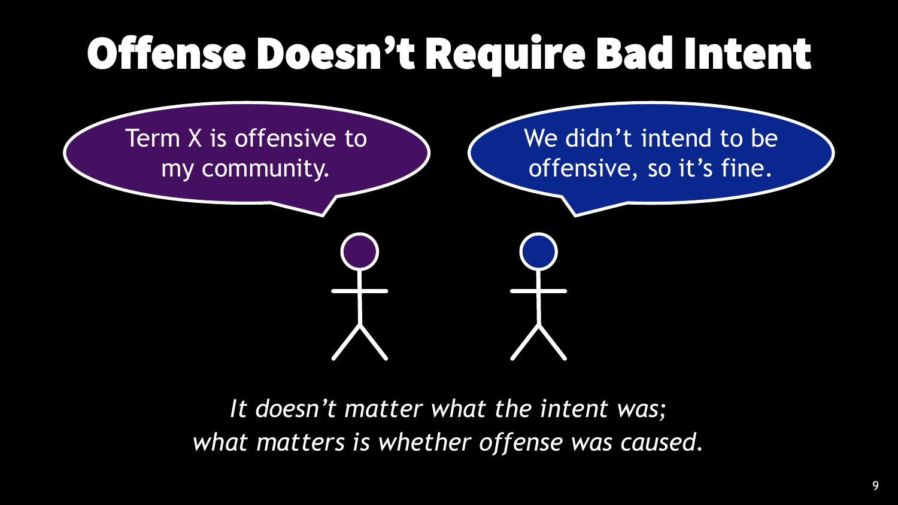# Offense Doesn't Require Bad Intent

Term X is offensive to my community.

We didn't intend to be offensive, so it's fine.

*It doesn't matter what the intent was;*
*what matters is whether offense was caused.*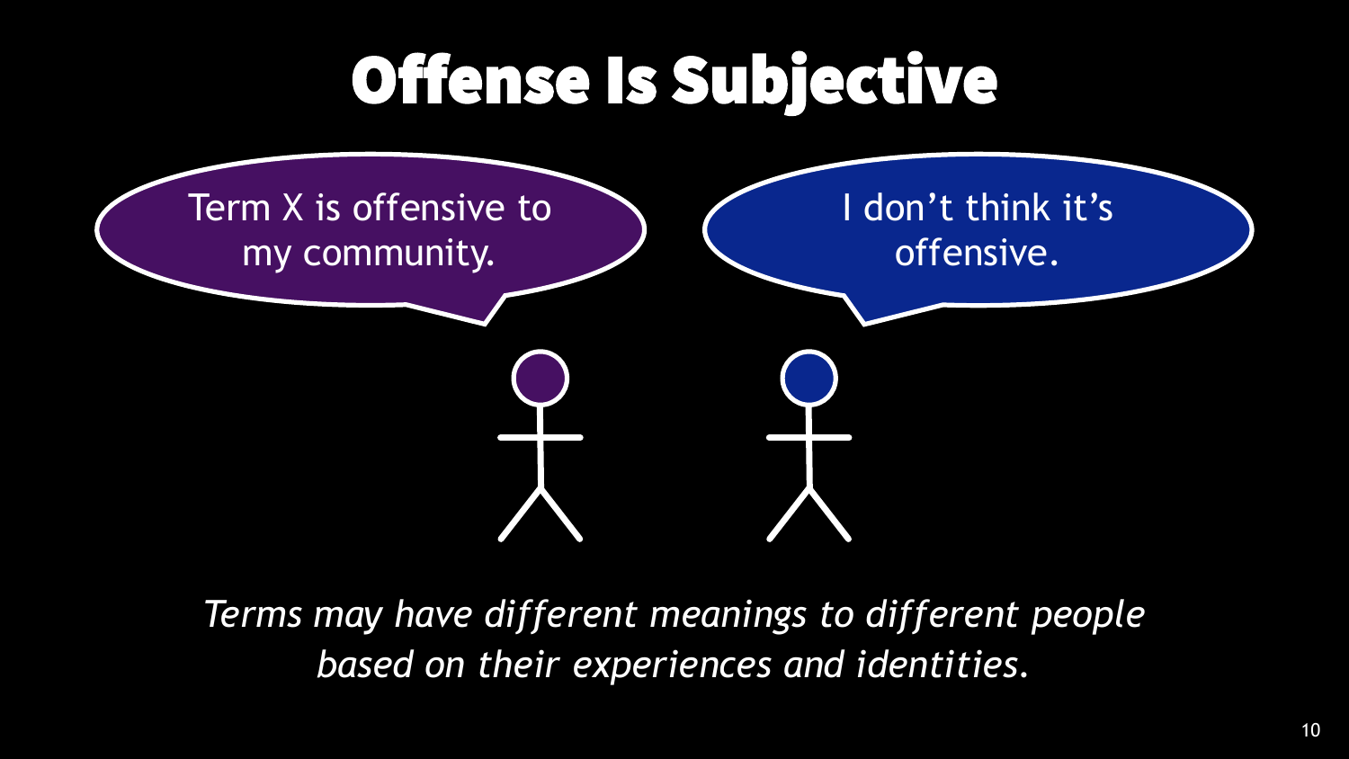# Offense Is Subjective

Term X is offensive to my community.

I don't think it's offensive.

*Terms may have different meanings to different people based on their experiences and identities.*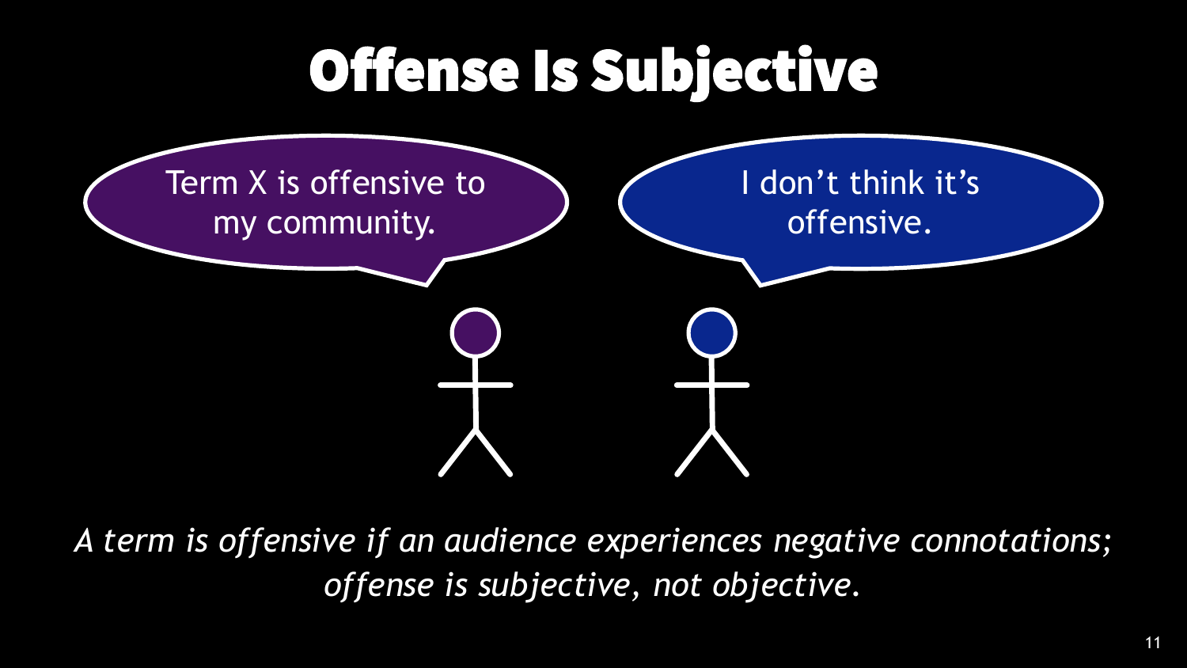# Offense Is Subjective

Term X is offensive to my community.

I don't think it's offensive.

*A term is offensive if an audience experiences negative connotations; offense is subjective, not objective.*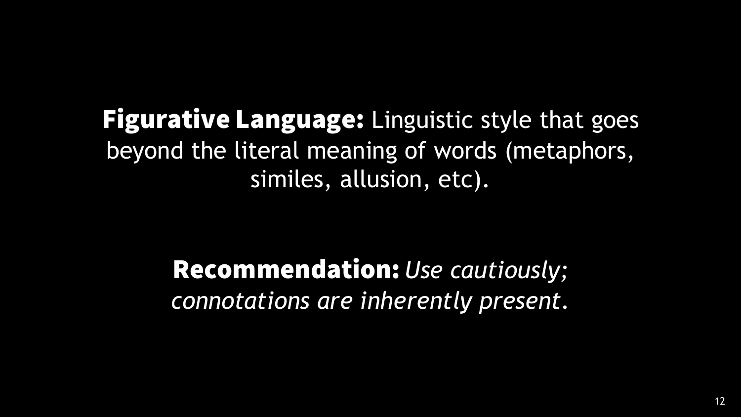**Figurative Language:** Linguistic style that goes beyond the literal meaning of words (metaphors, similes, allusion, etc).

**Recommendation:** *Use cautiously; connotations are inherently present.*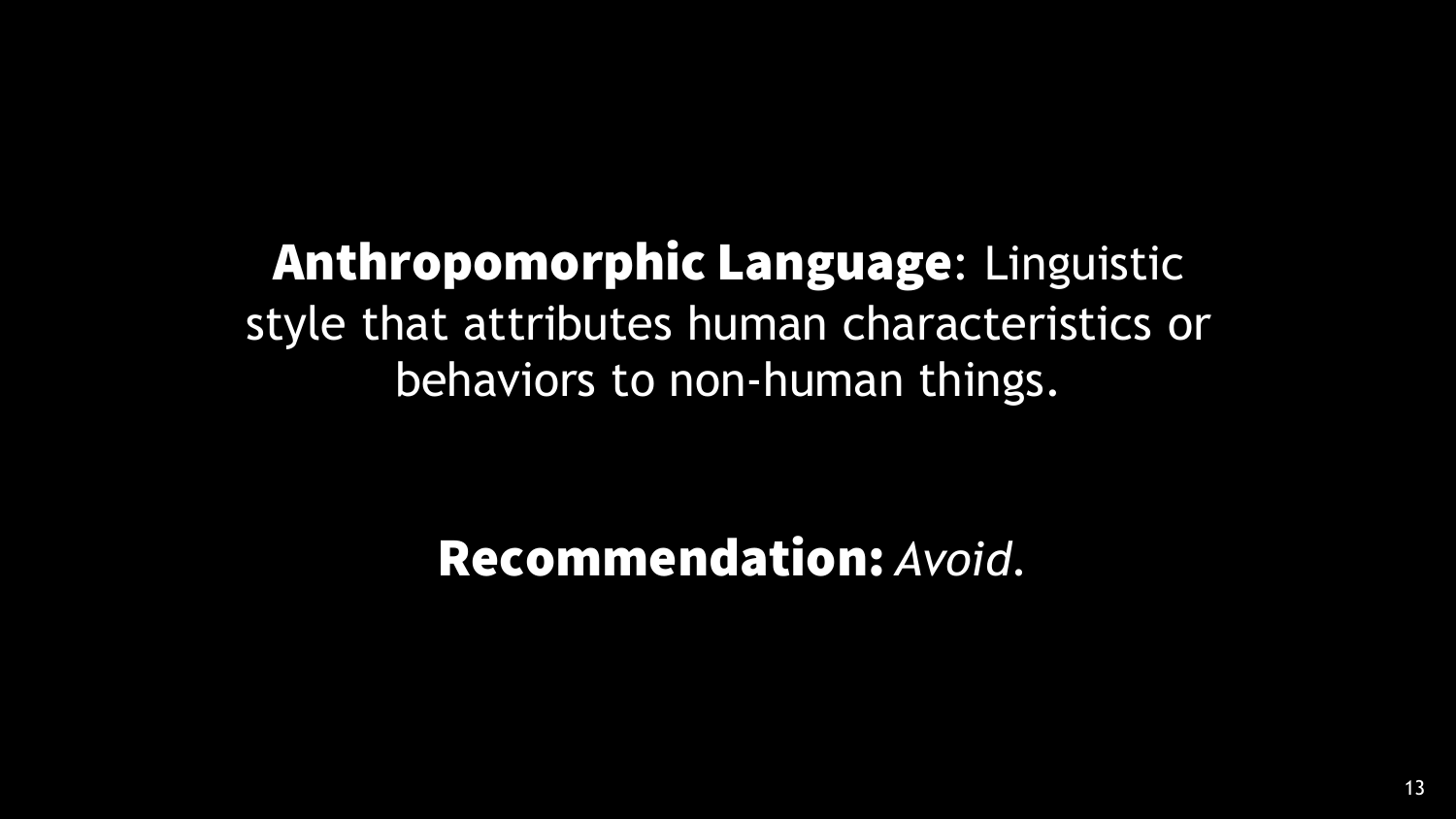**Anthropomorphic Language**: Linguistic style that attributes human characteristics or behaviors to non-human things.

**Recommendation:** *Avoid*.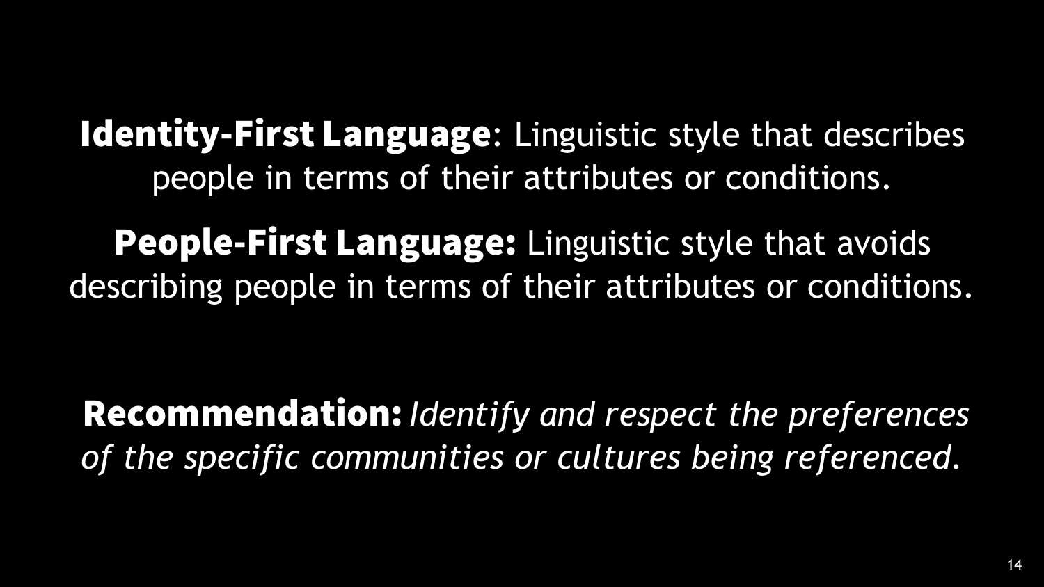**Identity-First Language**: Linguistic style that describes people in terms of their attributes or conditions.

**People-First Language:** Linguistic style that avoids describing people in terms of their attributes or conditions.

**Recommendation:** *Identify and respect the preferences of the specific communities or cultures being referenced.*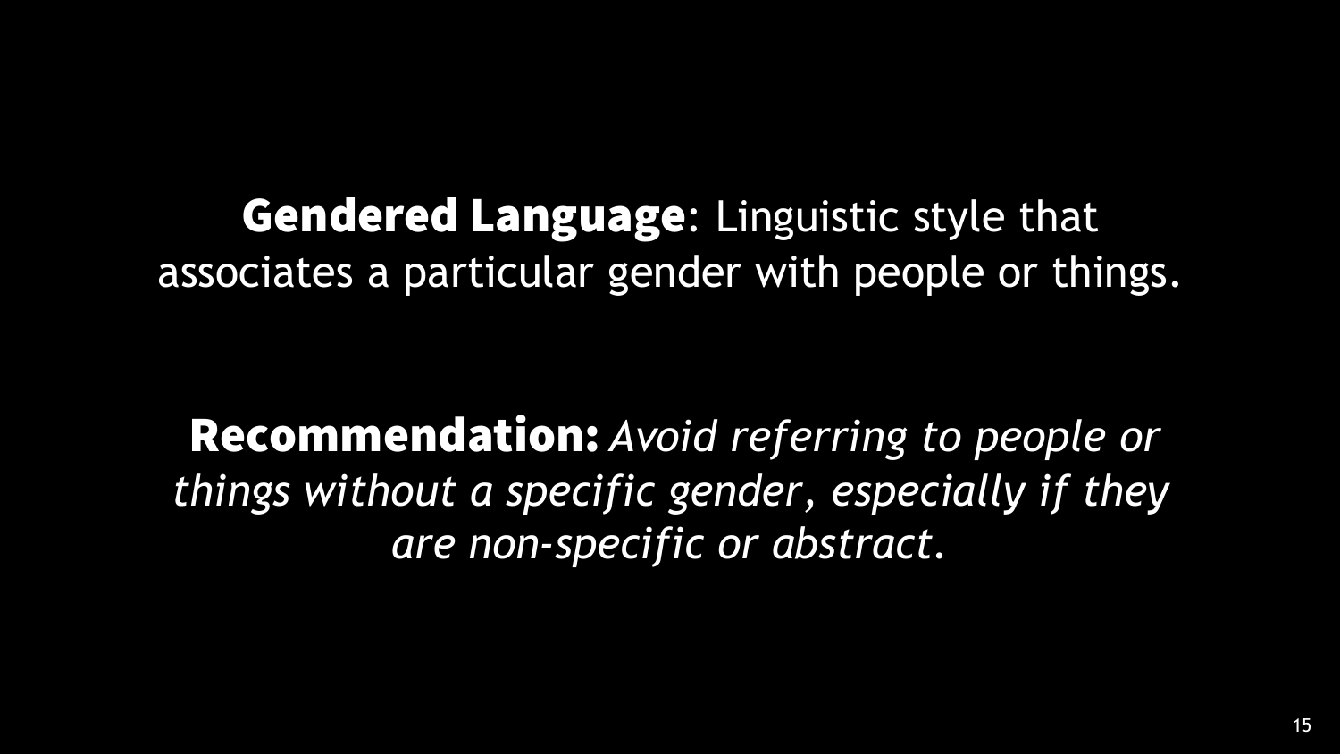**Gendered Language**: Linguistic style that associates a particular gender with people or things.

**Recommendation:** *Avoid referring to people or things without a specific gender, especially if they are non-specific or abstract.*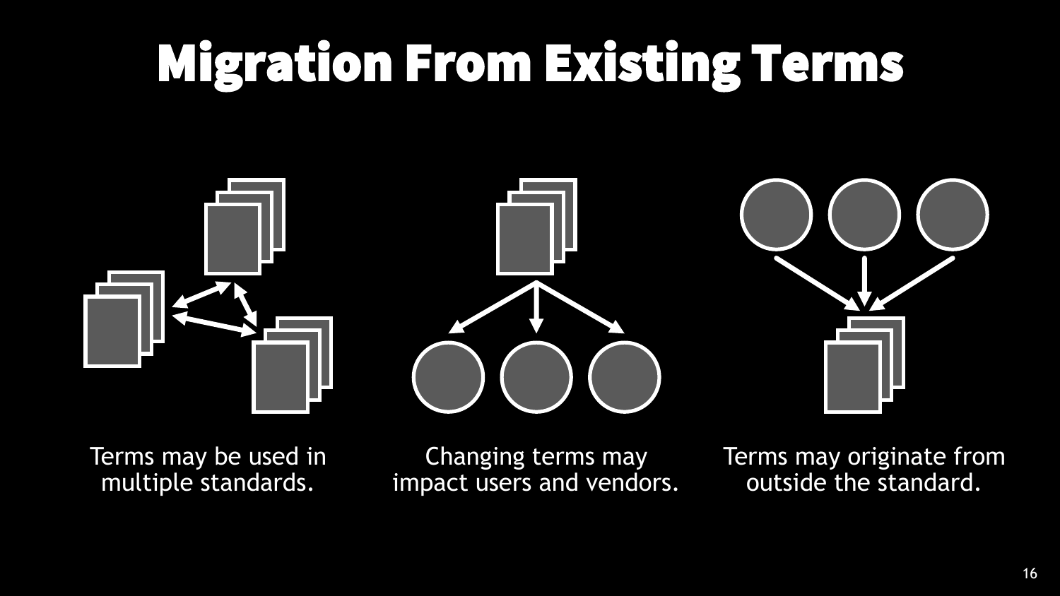# Migration From Existing Terms

Terms may be used in multiple standards.

Changing terms may impact users and vendors.

Terms may originate from outside the standard.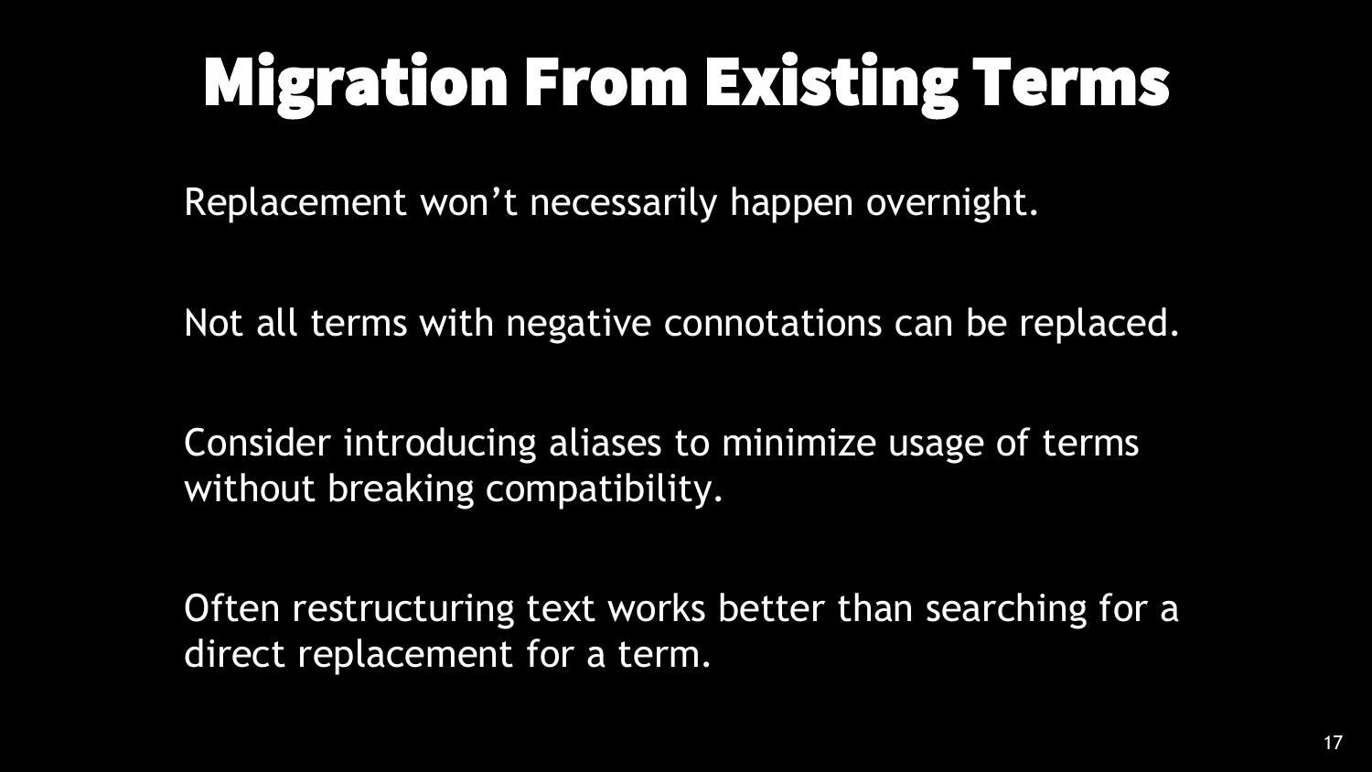# Migration From Existing Terms

Replacement won’t necessarily happen overnight.

Not all terms with negative connotations can be replaced.

Consider introducing aliases to minimize usage of terms without breaking compatibility.

Often restructuring text works better than searching for a direct replacement for a term.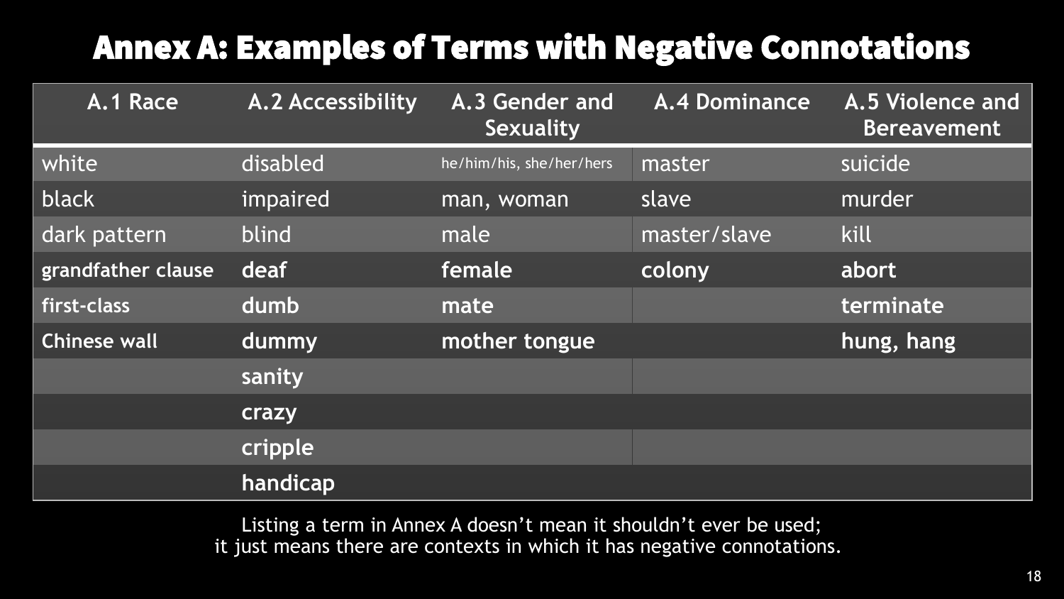# Annex A: Examples of Terms with Negative Connotations

| A.1 Race | A.2 Accessibility | A.3 Gender and Sexuality | A.4 Dominance | A.5 Violence and Bereavement |
|---|---|---|---|---|
| white | disabled | he/him/his, she/her/hers | master | suicide |
| black | impaired | man, woman | slave | murder |
| dark pattern | blind | male | master/slave | kill |
| grandfather clause | deaf | female | colony | abort |
| first-class | dumb | mate | | terminate |
| Chinese wall | dummy | mother tongue | | hung, hang |
| | sanity | | | |
| | crazy | | | |
| | cripple | | | |
| | handicap | | | |

Listing a term in Annex A doesn't mean it shouldn't ever be used;
it just means there are contexts in which it has negative connotations.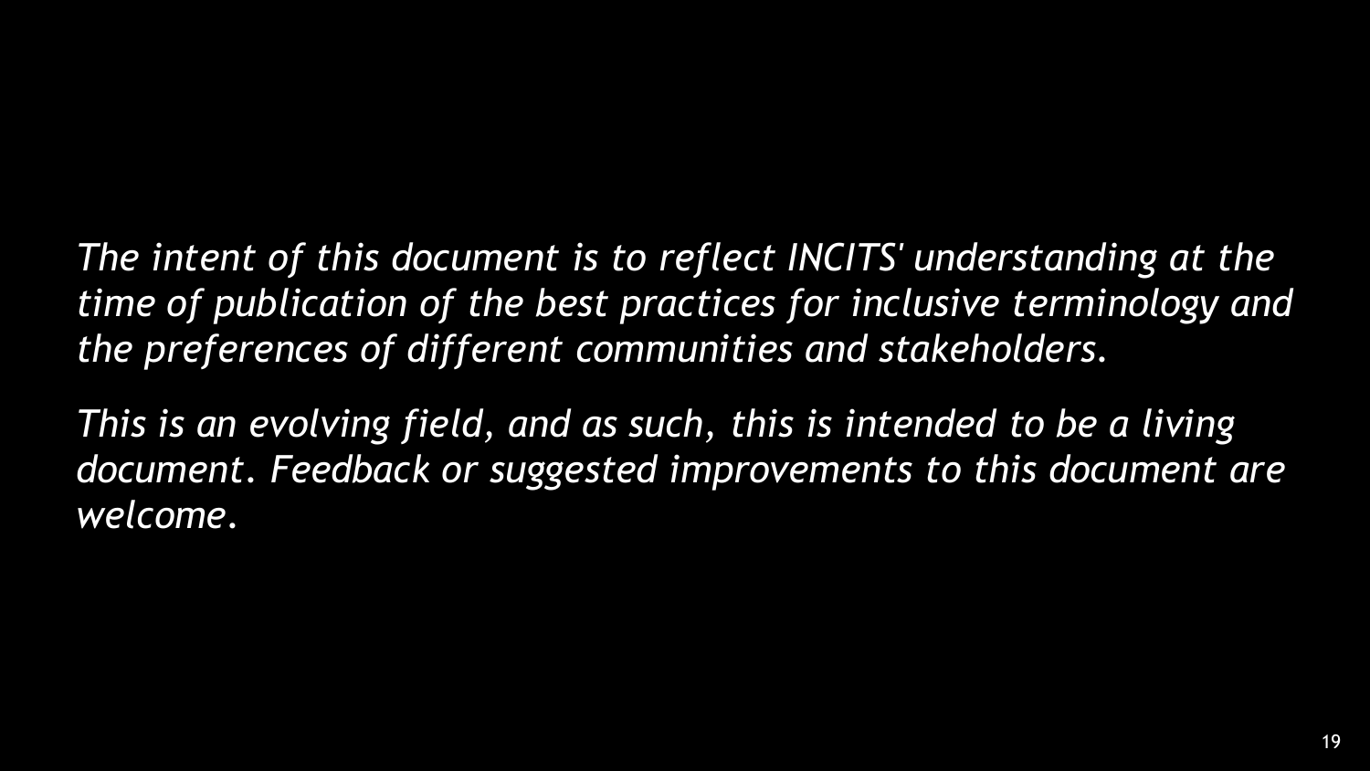*The intent of this document is to reflect INCITS' understanding at the time of publication of the best practices for inclusive terminology and the preferences of different communities and stakeholders.*

*This is an evolving field, and as such, this is intended to be a living document. Feedback or suggested improvements to this document are welcome.*